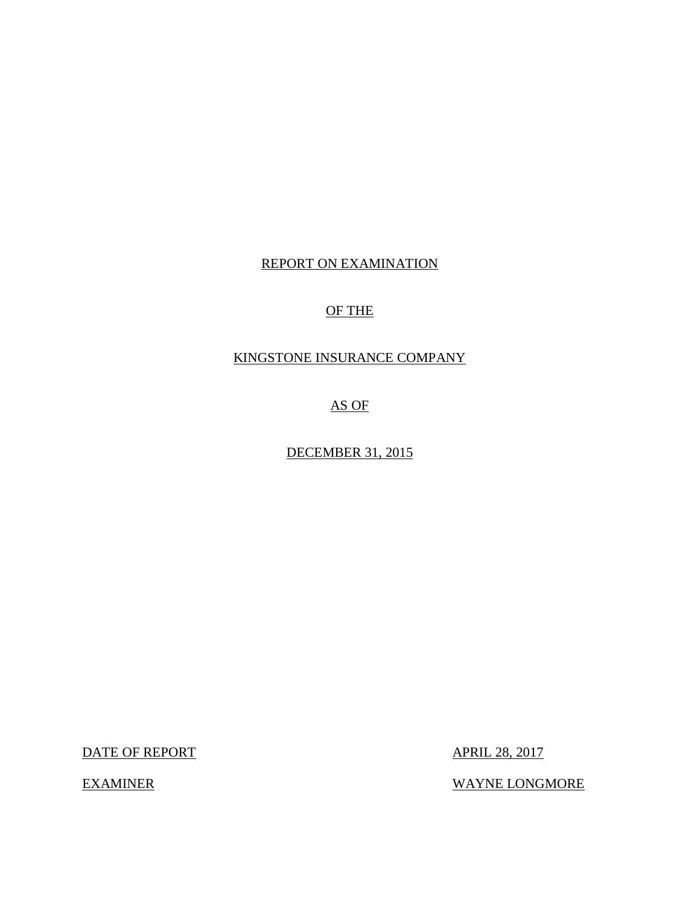# REPORT ON EXAMINATION

# OF THE

# KINGSTONE INSURANCE COMPANY

# AS OF

# DECEMBER 31, 2015

DATE OF REPORT APRIL 28, 2017

EXAMINER WAYNE LONGMORE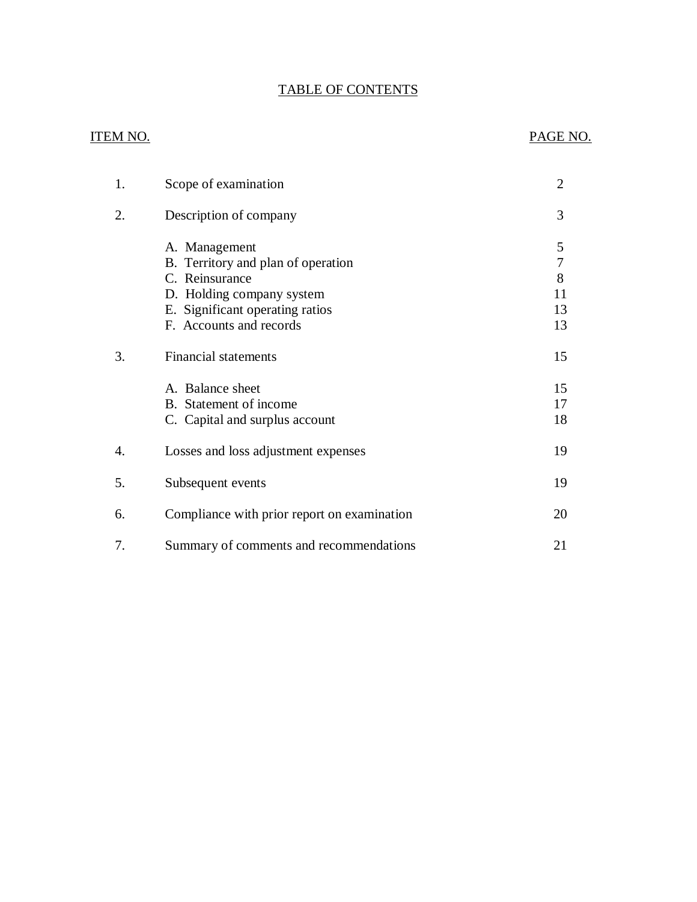# TABLE OF CONTENTS

| ITEM NO. | | PAGE NO. |
|---|---|---|
| 1. | Scope of examination | 2 |
| 2. | Description of company | 3 |
| | A. Management | 5 |
| | B. Territory and plan of operation | 7 |
| | C. Reinsurance | 8 |
| | D. Holding company system | 11 |
| | E. Significant operating ratios | 13 |
| | F. Accounts and records | 13 |
| 3. | Financial statements | 15 |
| | A. Balance sheet | 15 |
| | B. Statement of income | 17 |
| | C. Capital and surplus account | 18 |
| 4. | Losses and loss adjustment expenses | 19 |
| 5. | Subsequent events | 19 |
| 6. | Compliance with prior report on examination | 20 |
| 7. | Summary of comments and recommendations | 21 |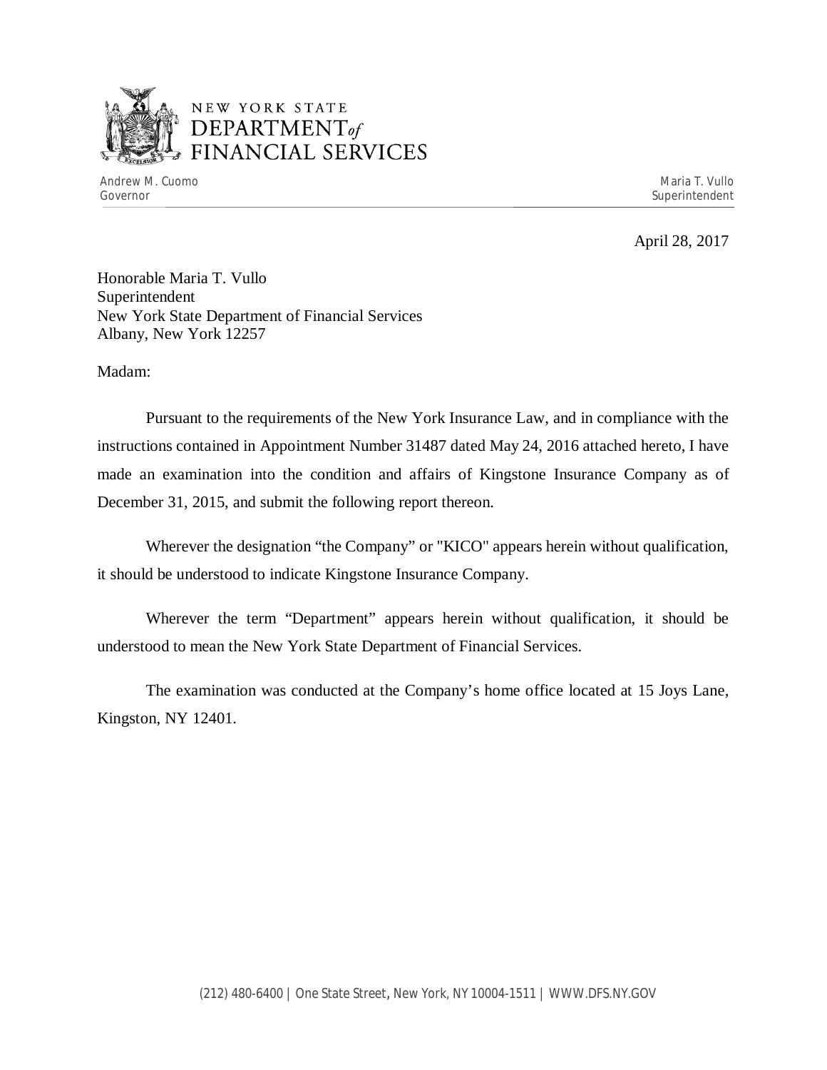# NEW YORK STATE DEPARTMENT *of* FINANCIAL SERVICES

Andrew M. Cuomo
Governor

Maria T. Vullo
Superintendent

April 28, 2017

Honorable Maria T. Vullo
Superintendent
New York State Department of Financial Services
Albany, New York 12257

Madam:

Pursuant to the requirements of the New York Insurance Law, and in compliance with the instructions contained in Appointment Number 31487 dated May 24, 2016 attached hereto, I have made an examination into the condition and affairs of Kingstone Insurance Company as of December 31, 2015, and submit the following report thereon.

Wherever the designation "the Company" or "KICO" appears herein without qualification, it should be understood to indicate Kingstone Insurance Company.

Wherever the term "Department" appears herein without qualification, it should be understood to mean the New York State Department of Financial Services.

The examination was conducted at the Company's home office located at 15 Joys Lane, Kingston, NY 12401.

(212) 480-6400 | One State Street, New York, NY 10004-1511 | WWW.DFS.NY.GOV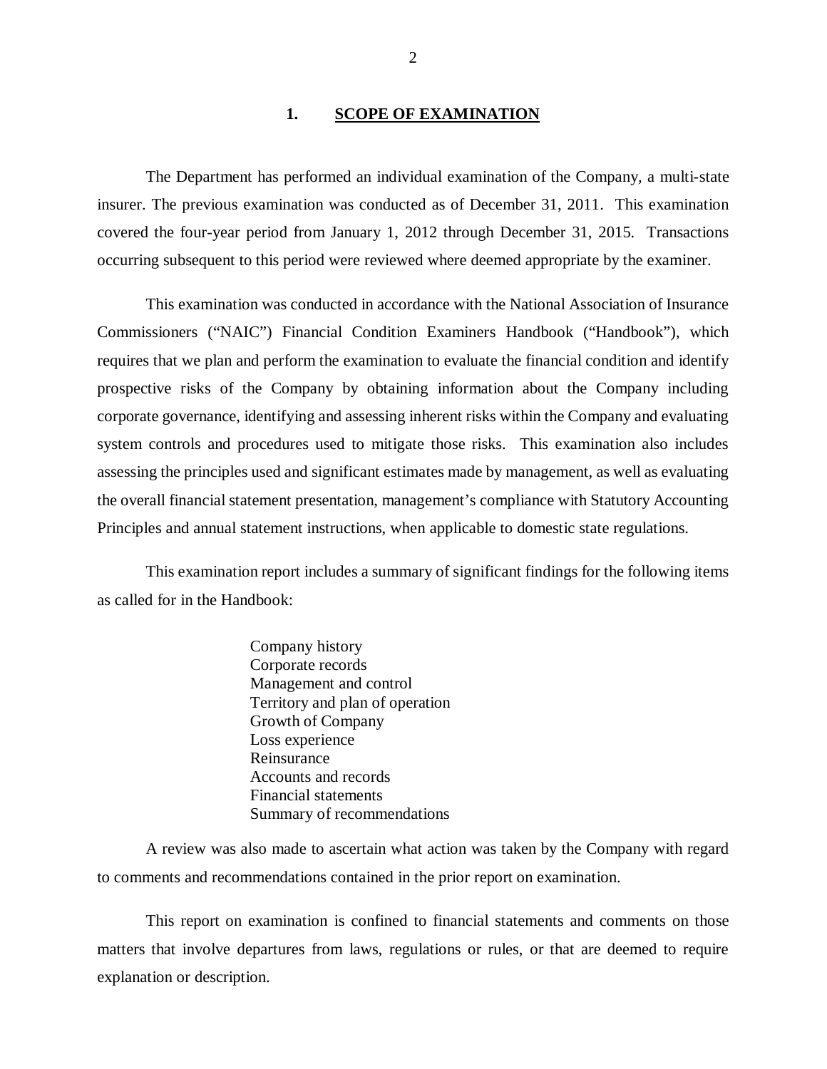## 1. SCOPE OF EXAMINATION

The Department has performed an individual examination of the Company*,* a multi-state insurer. The previous examination was conducted as of December 31, 2011. This examination covered the four-year period from January 1, 2012 through December 31, 2015. Transactions occurring subsequent to this period were reviewed where deemed appropriate by the examiner.

This examination was conducted in accordance with the National Association of Insurance Commissioners ("NAIC") Financial Condition Examiners Handbook ("Handbook"), which requires that we plan and perform the examination to evaluate the financial condition and identify prospective risks of the Company by obtaining information about the Company including corporate governance, identifying and assessing inherent risks within the Company and evaluating system controls and procedures used to mitigate those risks. This examination also includes assessing the principles used and significant estimates made by management, as well as evaluating the overall financial statement presentation, management's compliance with Statutory Accounting Principles and annual statement instructions, when applicable to domestic state regulations.

This examination report includes a summary of significant findings for the following items as called for in the Handbook:

- Company history
- Corporate records
- Management and control
- Territory and plan of operation
- Growth of Company
- Loss experience
- Reinsurance
- Accounts and records
- Financial statements
- Summary of recommendations

A review was also made to ascertain what action was taken by the Company with regard to comments and recommendations contained in the prior report on examination.

This report on examination is confined to financial statements and comments on those matters that involve departures from laws, regulations or rules, or that are deemed to require explanation or description.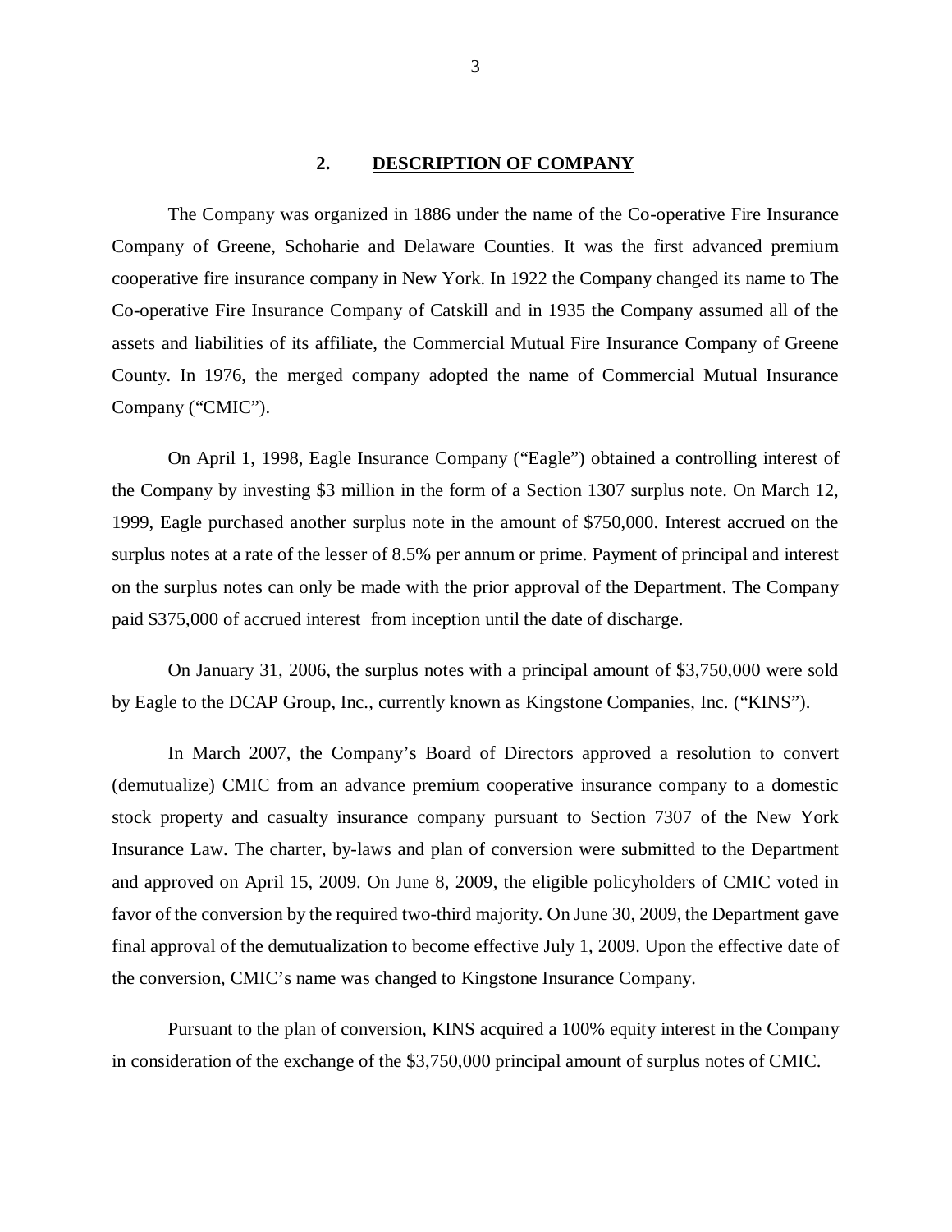## 2. DESCRIPTION OF COMPANY

The Company was organized in 1886 under the name of the Co-operative Fire Insurance Company of Greene, Schoharie and Delaware Counties. It was the first advanced premium cooperative fire insurance company in New York. In 1922 the Company changed its name to The Co-operative Fire Insurance Company of Catskill and in 1935 the Company assumed all of the assets and liabilities of its affiliate, the Commercial Mutual Fire Insurance Company of Greene County. In 1976, the merged company adopted the name of Commercial Mutual Insurance Company ("CMIC").

On April 1, 1998, Eagle Insurance Company ("Eagle") obtained a controlling interest of the Company by investing $3 million in the form of a Section 1307 surplus note. On March 12, 1999, Eagle purchased another surplus note in the amount of $750,000. Interest accrued on the surplus notes at a rate of the lesser of 8.5% per annum or prime. Payment of principal and interest on the surplus notes can only be made with the prior approval of the Department. The Company paid $375,000 of accrued interest from inception until the date of discharge.

On January 31, 2006, the surplus notes with a principal amount of $3,750,000 were sold by Eagle to the DCAP Group, Inc., currently known as Kingstone Companies, Inc. ("KINS").

In March 2007, the Company's Board of Directors approved a resolution to convert (demutualize) CMIC from an advance premium cooperative insurance company to a domestic stock property and casualty insurance company pursuant to Section 7307 of the New York Insurance Law. The charter, by-laws and plan of conversion were submitted to the Department and approved on April 15, 2009. On June 8, 2009, the eligible policyholders of CMIC voted in favor of the conversion by the required two-third majority. On June 30, 2009, the Department gave final approval of the demutualization to become effective July 1, 2009. Upon the effective date of the conversion, CMIC's name was changed to Kingstone Insurance Company.

Pursuant to the plan of conversion, KINS acquired a 100% equity interest in the Company in consideration of the exchange of the $3,750,000 principal amount of surplus notes of CMIC.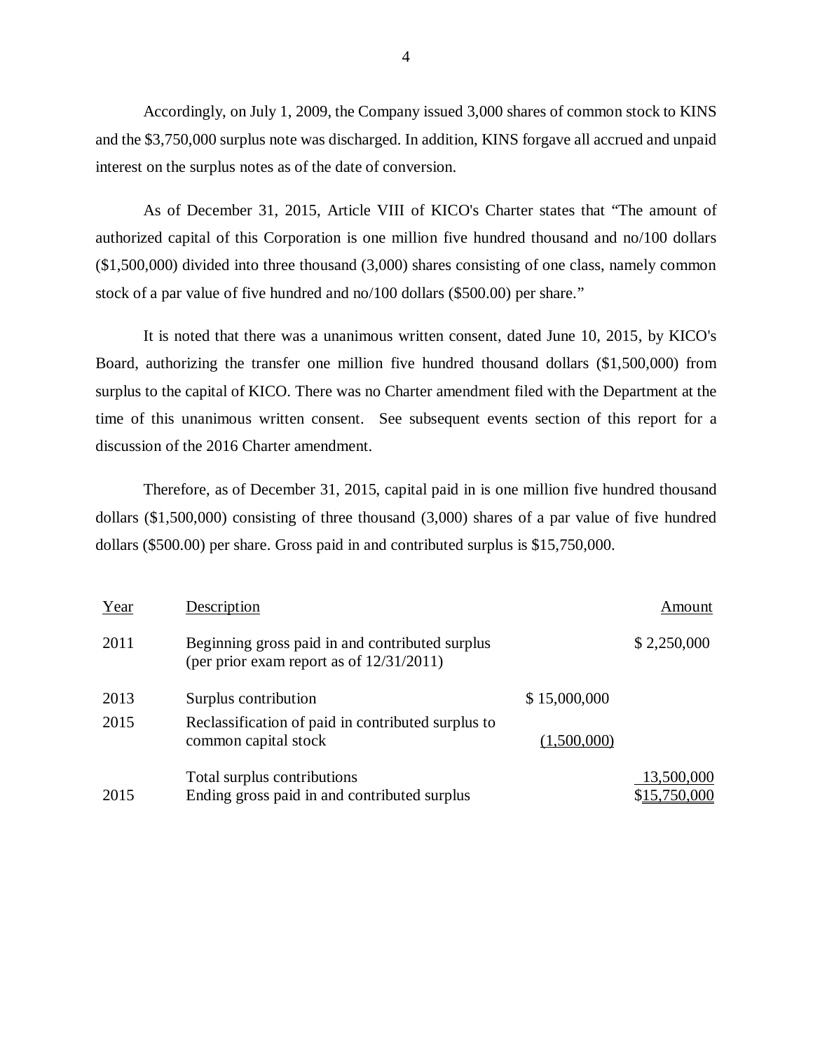Accordingly, on July 1, 2009, the Company issued 3,000 shares of common stock to KINS and the $3,750,000 surplus note was discharged. In addition, KINS forgave all accrued and unpaid interest on the surplus notes as of the date of conversion.

As of December 31, 2015, Article VIII of KICO's Charter states that "The amount of authorized capital of this Corporation is one million five hundred thousand and no/100 dollars ($1,500,000) divided into three thousand (3,000) shares consisting of one class, namely common stock of a par value of five hundred and no/100 dollars ($500.00) per share."

It is noted that there was a unanimous written consent, dated June 10, 2015, by KICO's Board, authorizing the transfer one million five hundred thousand dollars ($1,500,000) from surplus to the capital of KICO. There was no Charter amendment filed with the Department at the time of this unanimous written consent. See subsequent events section of this report for a discussion of the 2016 Charter amendment.

Therefore, as of December 31, 2015, capital paid in is one million five hundred thousand dollars ($1,500,000) consisting of three thousand (3,000) shares of a par value of five hundred dollars ($500.00) per share. Gross paid in and contributed surplus is $15,750,000.

| Year | Description | | Amount |
|---|---|---|---|
| 2011 | Beginning gross paid in and contributed surplus (per prior exam report as of 12/31/2011) | | $ 2,250,000 |
| 2013 | Surplus contribution | $ 15,000,000 | |
| 2015 | Reclassification of paid in contributed surplus to common capital stock | (1,500,000) | |
| | Total surplus contributions | | 13,500,000 |
| 2015 | Ending gross paid in and contributed surplus | | $15,750,000 |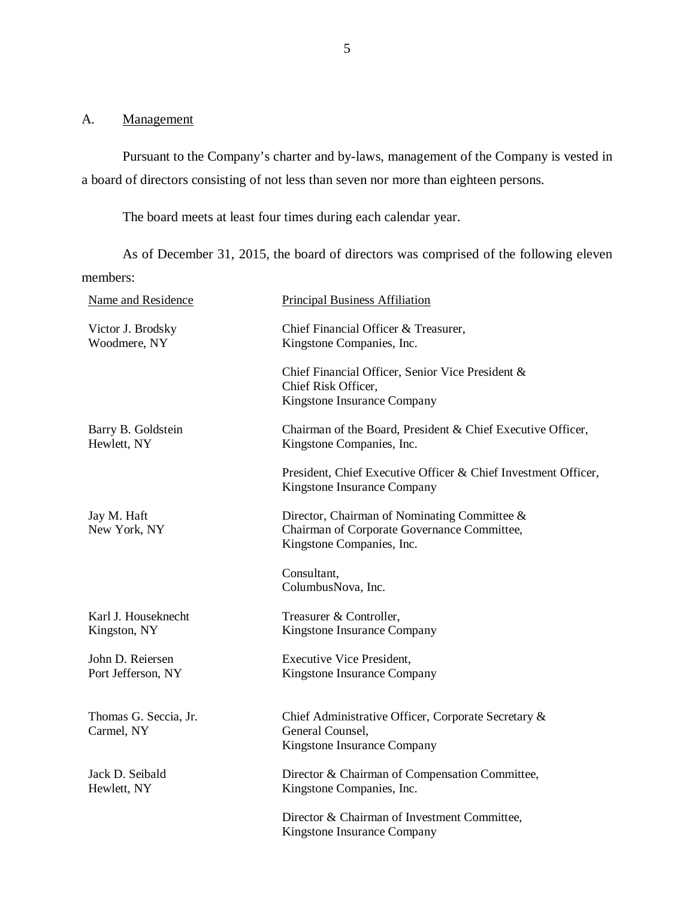A. Management

Pursuant to the Company's charter and by-laws, management of the Company is vested in a board of directors consisting of not less than seven nor more than eighteen persons.

The board meets at least four times during each calendar year.

As of December 31, 2015, the board of directors was comprised of the following eleven members:

| Name and Residence | Principal Business Affiliation |
| --- | --- |
| Victor J. Brodsky<br>Woodmere, NY | Chief Financial Officer & Treasurer,<br>Kingstone Companies, Inc.<br><br>Chief Financial Officer, Senior Vice President &<br>Chief Risk Officer,<br>Kingstone Insurance Company |
| Barry B. Goldstein<br>Hewlett, NY | Chairman of the Board, President & Chief Executive Officer,<br>Kingstone Companies, Inc.<br><br>President, Chief Executive Officer & Chief Investment Officer,<br>Kingstone Insurance Company |
| Jay M. Haft<br>New York, NY | Director, Chairman of Nominating Committee &<br>Chairman of Corporate Governance Committee,<br>Kingstone Companies, Inc.<br><br>Consultant,<br>ColumbusNova, Inc. |
| Karl J. Houseknecht<br>Kingston, NY | Treasurer & Controller,<br>Kingstone Insurance Company |
| John D. Reiersen<br>Port Jefferson, NY | Executive Vice President,<br>Kingstone Insurance Company |
| Thomas G. Seccia, Jr.<br>Carmel, NY | Chief Administrative Officer, Corporate Secretary &<br>General Counsel,<br>Kingstone Insurance Company |
| Jack D. Seibald<br>Hewlett, NY | Director & Chairman of Compensation Committee,<br>Kingstone Companies, Inc.<br><br>Director & Chairman of Investment Committee,<br>Kingstone Insurance Company |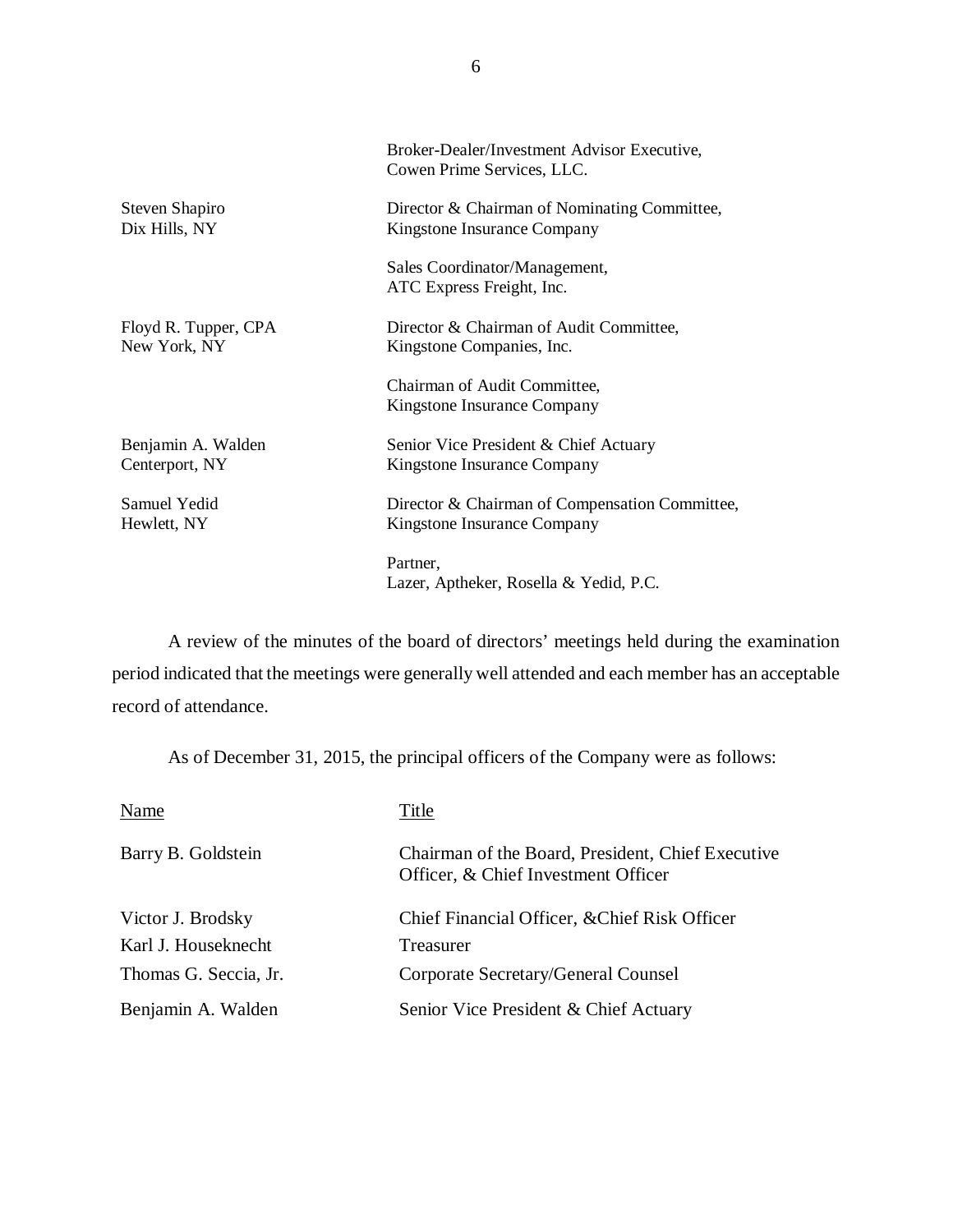| | |
|---|---|
| | Broker-Dealer/Investment Advisor Executive, Cowen Prime Services, LLC. |
| Steven Shapiro<br>Dix Hills, NY | Director & Chairman of Nominating Committee, Kingstone Insurance Company |
| | Sales Coordinator/Management, ATC Express Freight, Inc. |
| Floyd R. Tupper, CPA<br>New York, NY | Director & Chairman of Audit Committee, Kingstone Companies, Inc. |
| | Chairman of Audit Committee, Kingstone Insurance Company |
| Benjamin A. Walden<br>Centerport, NY | Senior Vice President & Chief Actuary Kingstone Insurance Company |
| Samuel Yedid<br>Hewlett, NY | Director & Chairman of Compensation Committee, Kingstone Insurance Company |
| | Partner, Lazer, Aptheker, Rosella & Yedid, P.C. |

A review of the minutes of the board of directors' meetings held during the examination period indicated that the meetings were generally well attended and each member has an acceptable record of attendance.

As of December 31, 2015, the principal officers of the Company were as follows:

| Name | Title |
|---|---|
| Barry B. Goldstein | Chairman of the Board, President, Chief Executive Officer, & Chief Investment Officer |
| Victor J. Brodsky | Chief Financial Officer, &Chief Risk Officer |
| Karl J. Houseknecht | Treasurer |
| Thomas G. Seccia, Jr. | Corporate Secretary/General Counsel |
| Benjamin A. Walden | Senior Vice President & Chief Actuary |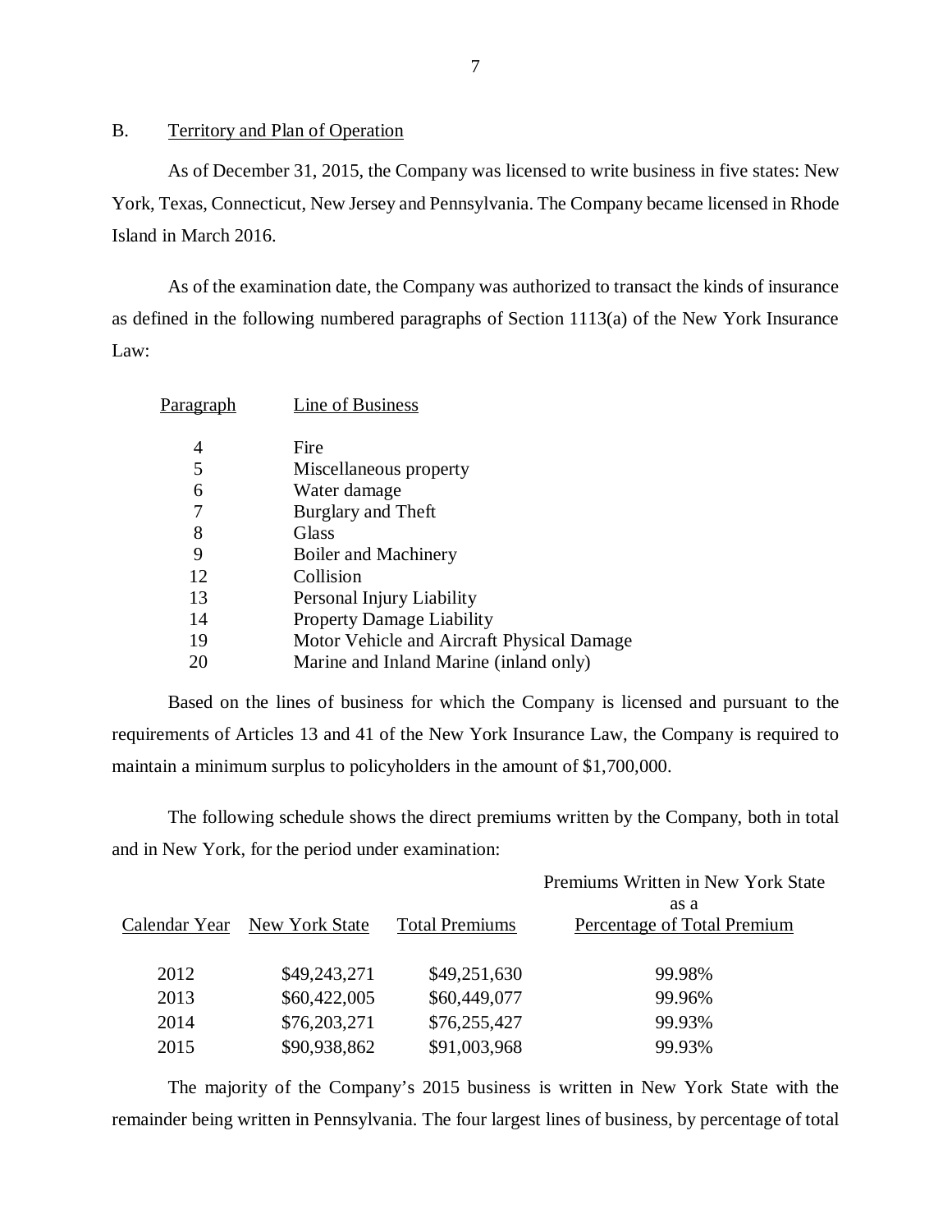## B. Territory and Plan of Operation

As of December 31, 2015, the Company was licensed to write business in five states: New York, Texas, Connecticut, New Jersey and Pennsylvania. The Company became licensed in Rhode Island in March 2016.

As of the examination date, the Company was authorized to transact the kinds of insurance as defined in the following numbered paragraphs of Section 1113(a) of the New York Insurance Law:

| Paragraph | Line of Business |
|---|---|
| 4 | Fire |
| 5 | Miscellaneous property |
| 6 | Water damage |
| 7 | Burglary and Theft |
| 8 | Glass |
| 9 | Boiler and Machinery |
| 12 | Collision |
| 13 | Personal Injury Liability |
| 14 | Property Damage Liability |
| 19 | Motor Vehicle and Aircraft Physical Damage |
| 20 | Marine and Inland Marine (inland only) |

Based on the lines of business for which the Company is licensed and pursuant to the requirements of Articles 13 and 41 of the New York Insurance Law, the Company is required to maintain a minimum surplus to policyholders in the amount of $1,700,000.

The following schedule shows the direct premiums written by the Company, both in total and in New York, for the period under examination:

| Calendar Year | New York State | Total Premiums | Premiums Written in New York State as a Percentage of Total Premium |
|---|---|---|---|
| 2012 | $49,243,271 | $49,251,630 | 99.98% |
| 2013 | $60,422,005 | $60,449,077 | 99.96% |
| 2014 | $76,203,271 | $76,255,427 | 99.93% |
| 2015 | $90,938,862 | $91,003,968 | 99.93% |

The majority of the Company's 2015 business is written in New York State with the remainder being written in Pennsylvania. The four largest lines of business, by percentage of total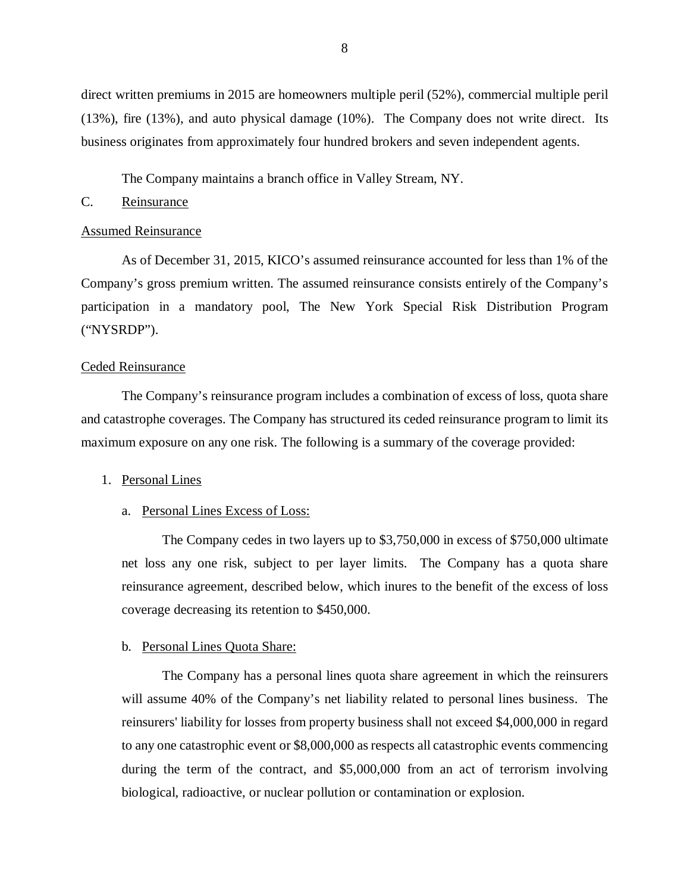direct written premiums in 2015 are homeowners multiple peril (52%), commercial multiple peril (13%), fire (13%), and auto physical damage (10%). The Company does not write direct. Its business originates from approximately four hundred brokers and seven independent agents.

The Company maintains a branch office in Valley Stream, NY.

C. Reinsurance

Assumed Reinsurance

As of December 31, 2015, KICO's assumed reinsurance accounted for less than 1% of the Company's gross premium written. The assumed reinsurance consists entirely of the Company's participation in a mandatory pool, The New York Special Risk Distribution Program ("NYSRDP").

Ceded Reinsurance

The Company's reinsurance program includes a combination of excess of loss, quota share and catastrophe coverages. The Company has structured its ceded reinsurance program to limit its maximum exposure on any one risk. The following is a summary of the coverage provided:

1. Personal Lines

a. Personal Lines Excess of Loss:

The Company cedes in two layers up to $3,750,000 in excess of $750,000 ultimate net loss any one risk, subject to per layer limits. The Company has a quota share reinsurance agreement, described below, which inures to the benefit of the excess of loss coverage decreasing its retention to $450,000.

b. Personal Lines Quota Share:

The Company has a personal lines quota share agreement in which the reinsurers will assume 40% of the Company's net liability related to personal lines business. The reinsurers' liability for losses from property business shall not exceed $4,000,000 in regard to any one catastrophic event or $8,000,000 as respects all catastrophic events commencing during the term of the contract, and $5,000,000 from an act of terrorism involving biological, radioactive, or nuclear pollution or contamination or explosion.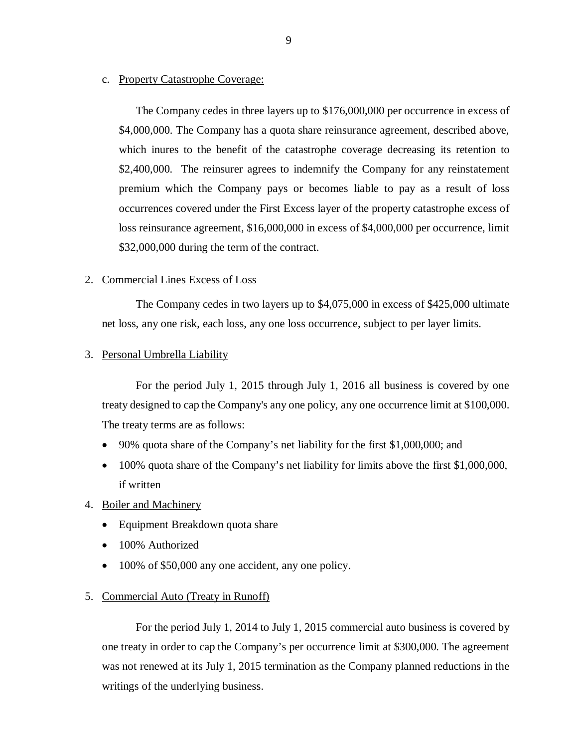c. Property Catastrophe Coverage:

The Company cedes in three layers up to $176,000,000 per occurrence in excess of $4,000,000. The Company has a quota share reinsurance agreement, described above, which inures to the benefit of the catastrophe coverage decreasing its retention to $2,400,000. The reinsurer agrees to indemnify the Company for any reinstatement premium which the Company pays or becomes liable to pay as a result of loss occurrences covered under the First Excess layer of the property catastrophe excess of loss reinsurance agreement, $16,000,000 in excess of $4,000,000 per occurrence, limit $32,000,000 during the term of the contract.

2. Commercial Lines Excess of Loss

The Company cedes in two layers up to $4,075,000 in excess of $425,000 ultimate net loss, any one risk, each loss, any one loss occurrence, subject to per layer limits.

3. Personal Umbrella Liability

For the period July 1, 2015 through July 1, 2016 all business is covered by one treaty designed to cap the Company's any one policy, any one occurrence limit at $100,000. The treaty terms are as follows:

- 90% quota share of the Company's net liability for the first $1,000,000; and
- 100% quota share of the Company's net liability for limits above the first $1,000,000, if written

4. Boiler and Machinery

- Equipment Breakdown quota share
- 100% Authorized
- 100% of $50,000 any one accident, any one policy.

5. Commercial Auto (Treaty in Runoff)

For the period July 1, 2014 to July 1, 2015 commercial auto business is covered by one treaty in order to cap the Company's per occurrence limit at $300,000. The agreement was not renewed at its July 1, 2015 termination as the Company planned reductions in the writings of the underlying business.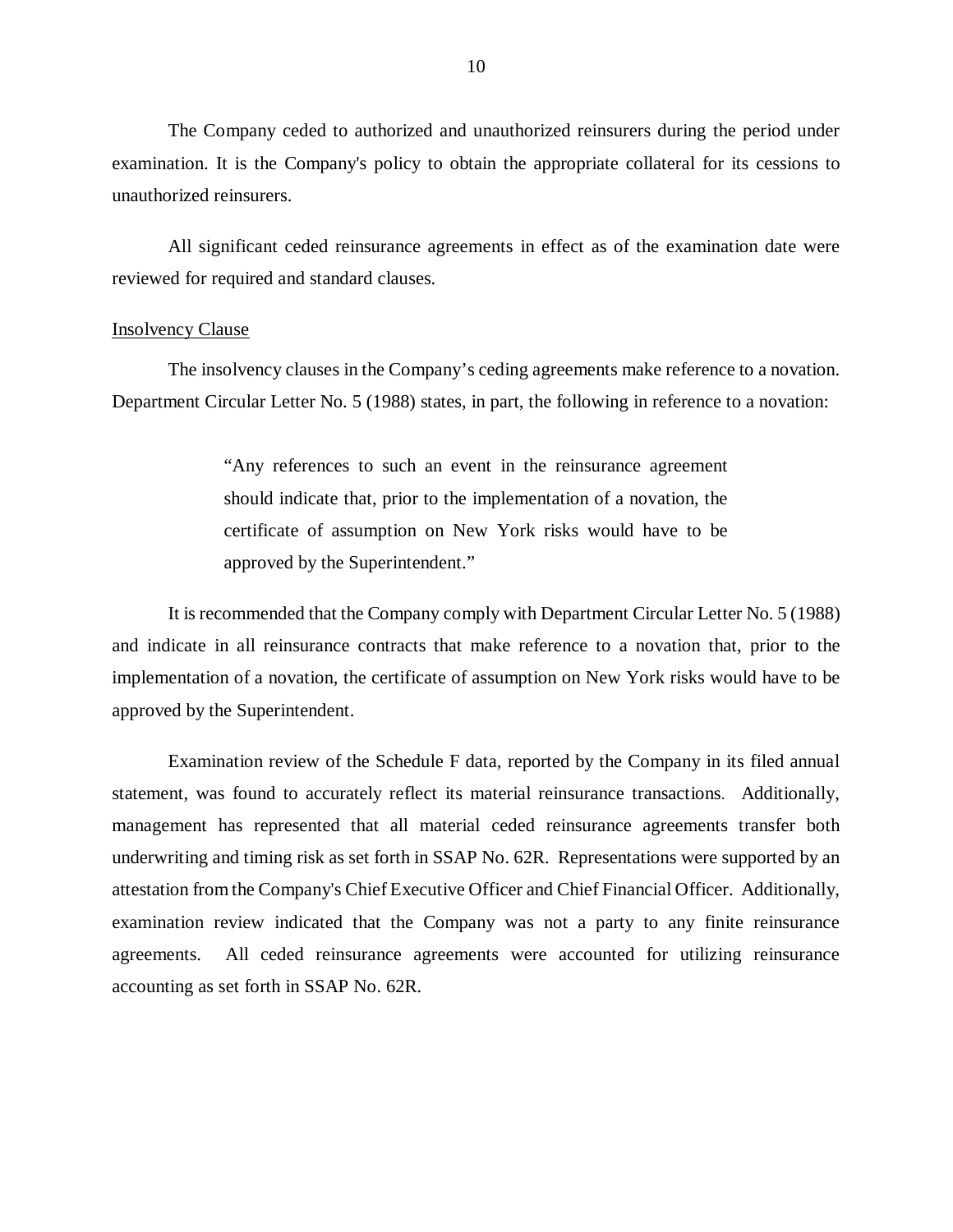The Company ceded to authorized and unauthorized reinsurers during the period under examination. It is the Company's policy to obtain the appropriate collateral for its cessions to unauthorized reinsurers.

All significant ceded reinsurance agreements in effect as of the examination date were reviewed for required and standard clauses.

<u>Insolvency Clause</u>

The insolvency clauses in the Company’s ceding agreements make reference to a novation. Department Circular Letter No. 5 (1988) states, in part, the following in reference to a novation:

> “Any references to such an event in the reinsurance agreement should indicate that, prior to the implementation of a novation, the certificate of assumption on New York risks would have to be approved by the Superintendent.”

It is recommended that the Company comply with Department Circular Letter No. 5 (1988) and indicate in all reinsurance contracts that make reference to a novation that, prior to the implementation of a novation, the certificate of assumption on New York risks would have to be approved by the Superintendent.

Examination review of the Schedule F data, reported by the Company in its filed annual statement, was found to accurately reflect its material reinsurance transactions. Additionally, management has represented that all material ceded reinsurance agreements transfer both underwriting and timing risk as set forth in SSAP No. 62R. Representations were supported by an attestation from the Company's Chief Executive Officer and Chief Financial Officer. Additionally, examination review indicated that the Company was not a party to any finite reinsurance agreements. All ceded reinsurance agreements were accounted for utilizing reinsurance accounting as set forth in SSAP No. 62R.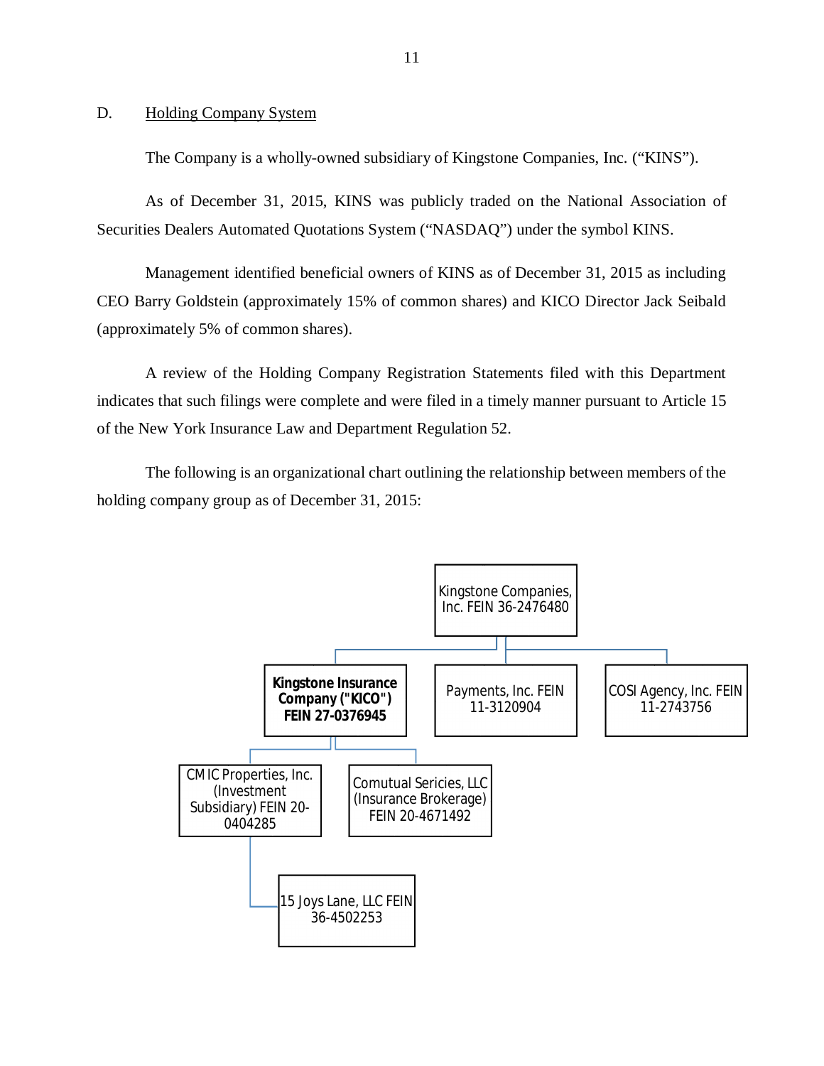D. Holding Company System

The Company is a wholly-owned subsidiary of Kingstone Companies, Inc. ("KINS").

As of December 31, 2015, KINS was publicly traded on the National Association of Securities Dealers Automated Quotations System ("NASDAQ") under the symbol KINS.

Management identified beneficial owners of KINS as of December 31, 2015 as including CEO Barry Goldstein (approximately 15% of common shares) and KICO Director Jack Seibald (approximately 5% of common shares).

A review of the Holding Company Registration Statements filed with this Department indicates that such filings were complete and were filed in a timely manner pursuant to Article 15 of the New York Insurance Law and Department Regulation 52.

The following is an organizational chart outlining the relationship between members of the holding company group as of December 31, 2015:

- Kingstone Companies, Inc. FEIN 36-2476480
  - **Kingstone Insurance Company ("KICO") FEIN 27-0376945**
    - CMIC Properties, Inc. (Investment Subsidiary) FEIN 20-0404285
      - 15 Joys Lane, LLC FEIN 36-4502253
    - Comutual Sericies, LLC (Insurance Brokerage) FEIN 20-4671492
  - Payments, Inc. FEIN 11-3120904
  - COSI Agency, Inc. FEIN 11-2743756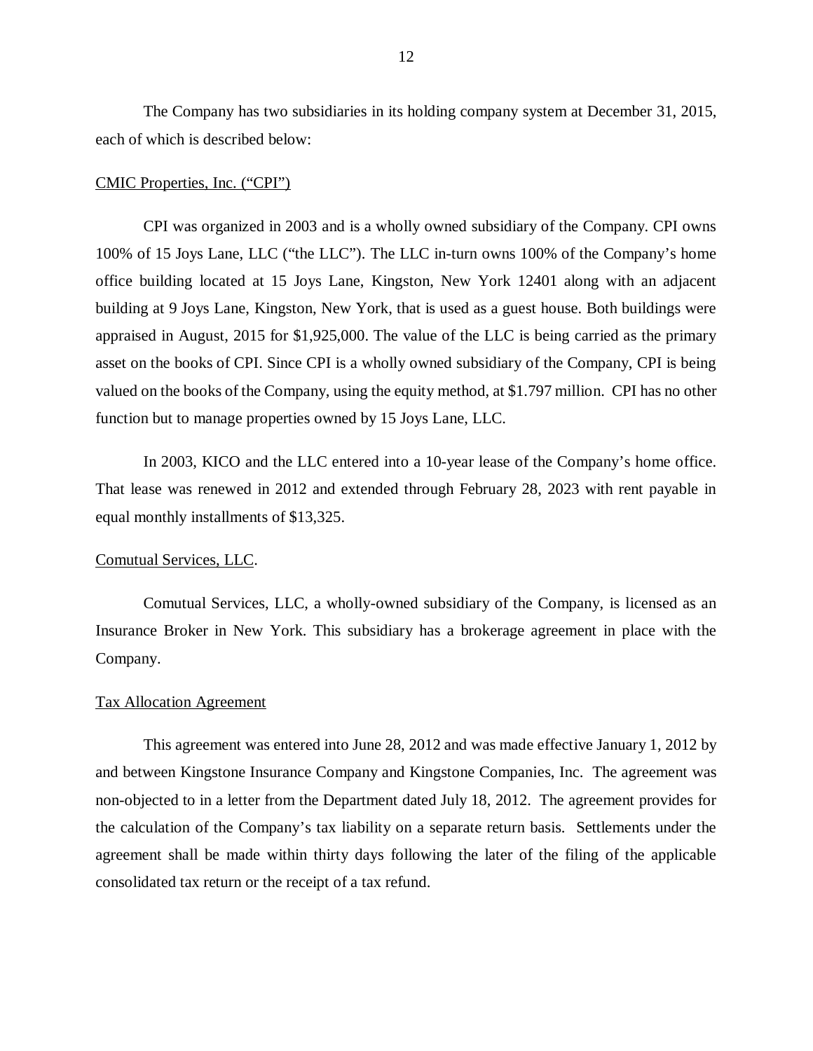The Company has two subsidiaries in its holding company system at December 31, 2015, each of which is described below:

CMIC Properties, Inc. ("CPI")

CPI was organized in 2003 and is a wholly owned subsidiary of the Company. CPI owns 100% of 15 Joys Lane, LLC ("the LLC"). The LLC in-turn owns 100% of the Company's home office building located at 15 Joys Lane, Kingston, New York 12401 along with an adjacent building at 9 Joys Lane, Kingston, New York, that is used as a guest house. Both buildings were appraised in August, 2015 for $1,925,000. The value of the LLC is being carried as the primary asset on the books of CPI. Since CPI is a wholly owned subsidiary of the Company, CPI is being valued on the books of the Company, using the equity method, at $1.797 million. CPI has no other function but to manage properties owned by 15 Joys Lane, LLC.

In 2003, KICO and the LLC entered into a 10-year lease of the Company's home office. That lease was renewed in 2012 and extended through February 28, 2023 with rent payable in equal monthly installments of $13,325.

Comutual Services, LLC.

Comutual Services, LLC, a wholly-owned subsidiary of the Company, is licensed as an Insurance Broker in New York. This subsidiary has a brokerage agreement in place with the Company.

Tax Allocation Agreement

This agreement was entered into June 28, 2012 and was made effective January 1, 2012 by and between Kingstone Insurance Company and Kingstone Companies, Inc. The agreement was non-objected to in a letter from the Department dated July 18, 2012. The agreement provides for the calculation of the Company's tax liability on a separate return basis. Settlements under the agreement shall be made within thirty days following the later of the filing of the applicable consolidated tax return or the receipt of a tax refund.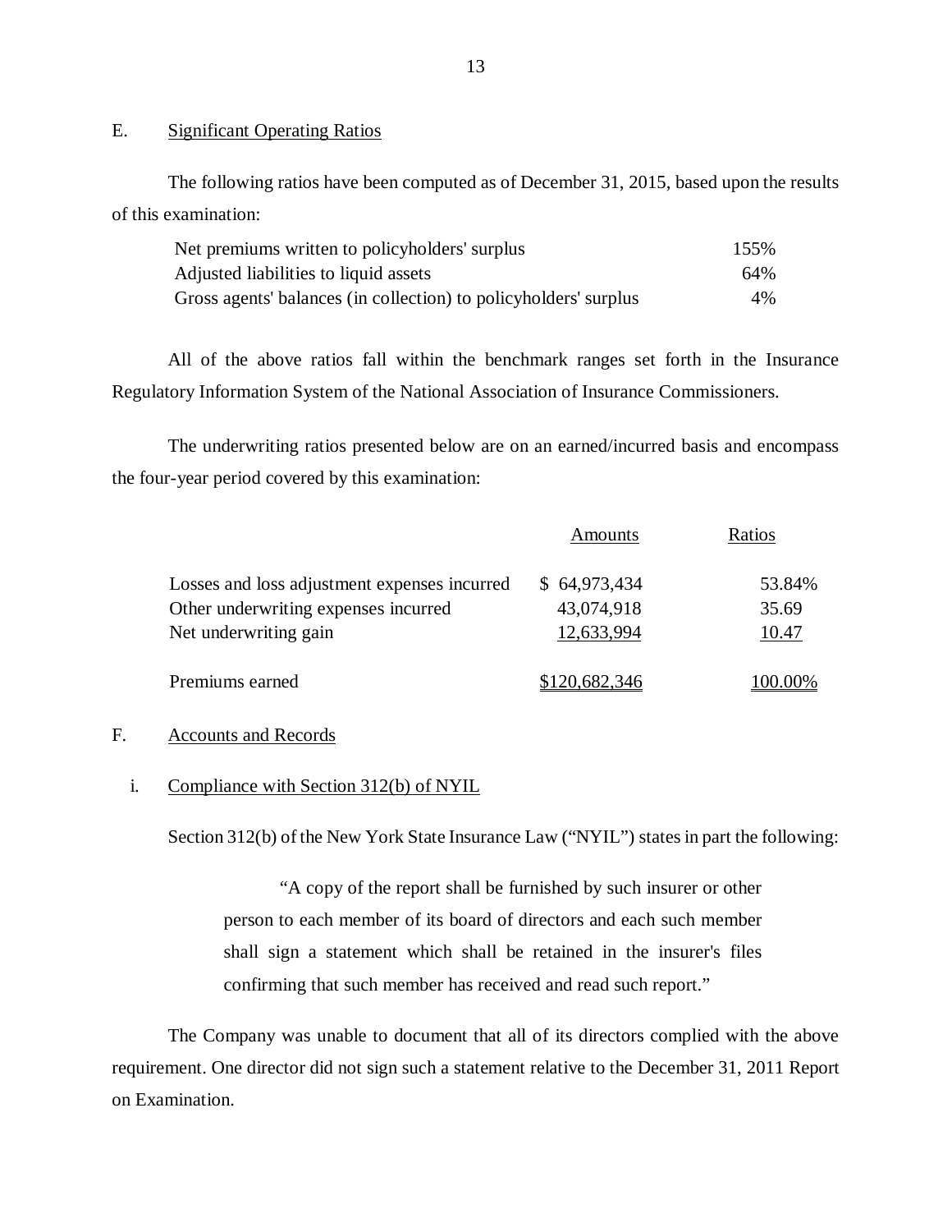## E. Significant Operating Ratios

The following ratios have been computed as of December 31, 2015, based upon the results of this examination:

| | |
|---|---|
| Net premiums written to policyholders' surplus | 155% |
| Adjusted liabilities to liquid assets | 64% |
| Gross agents' balances (in collection) to policyholders' surplus | 4% |

All of the above ratios fall within the benchmark ranges set forth in the Insurance Regulatory Information System of the National Association of Insurance Commissioners.

The underwriting ratios presented below are on an earned/incurred basis and encompass the four-year period covered by this examination:

| | Amounts | Ratios |
|---|---|---|
| Losses and loss adjustment expenses incurred | $ 64,973,434 | 53.84% |
| Other underwriting expenses incurred | 43,074,918 | 35.69 |
| Net underwriting gain | 12,633,994 | 10.47 |
| Premiums earned | $120,682,346 | 100.00% |

## F. Accounts and Records

### i. Compliance with Section 312(b) of NYIL

Section 312(b) of the New York State Insurance Law ("NYIL") states in part the following:

> "A copy of the report shall be furnished by such insurer or other person to each member of its board of directors and each such member shall sign a statement which shall be retained in the insurer's files confirming that such member has received and read such report."

The Company was unable to document that all of its directors complied with the above requirement. One director did not sign such a statement relative to the December 31, 2011 Report on Examination.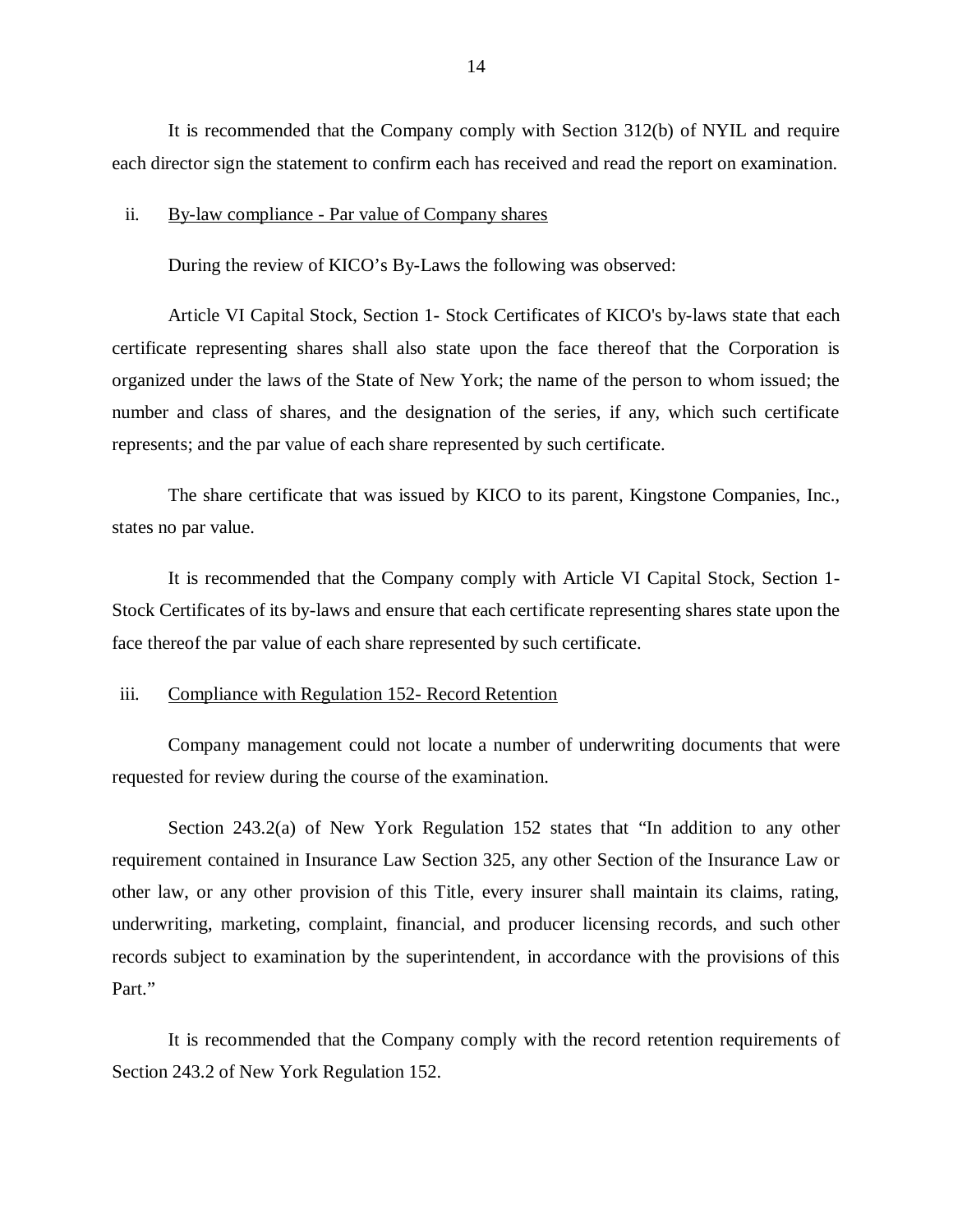It is recommended that the Company comply with Section 312(b) of NYIL and require each director sign the statement to confirm each has received and read the report on examination.

ii. By-law compliance - Par value of Company shares

During the review of KICO's By-Laws the following was observed:

Article VI Capital Stock, Section 1- Stock Certificates of KICO's by-laws state that each certificate representing shares shall also state upon the face thereof that the Corporation is organized under the laws of the State of New York; the name of the person to whom issued; the number and class of shares, and the designation of the series, if any, which such certificate represents; and the par value of each share represented by such certificate.

The share certificate that was issued by KICO to its parent, Kingstone Companies, Inc., states no par value.

It is recommended that the Company comply with Article VI Capital Stock, Section 1- Stock Certificates of its by-laws and ensure that each certificate representing shares state upon the face thereof the par value of each share represented by such certificate.

iii. Compliance with Regulation 152- Record Retention

Company management could not locate a number of underwriting documents that were requested for review during the course of the examination.

Section 243.2(a) of New York Regulation 152 states that "In addition to any other requirement contained in Insurance Law Section 325, any other Section of the Insurance Law or other law, or any other provision of this Title, every insurer shall maintain its claims, rating, underwriting, marketing, complaint, financial, and producer licensing records, and such other records subject to examination by the superintendent, in accordance with the provisions of this Part."

It is recommended that the Company comply with the record retention requirements of Section 243.2 of New York Regulation 152.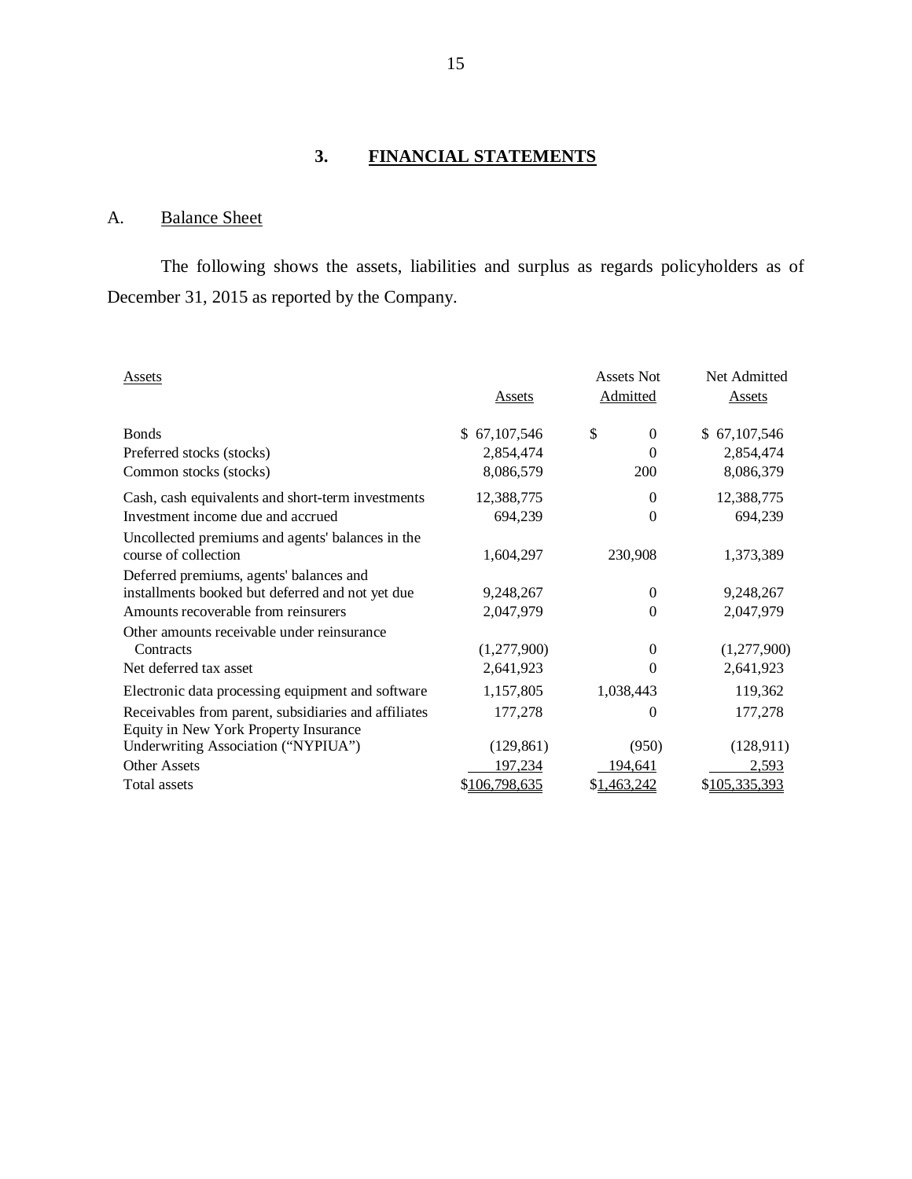## 3. FINANCIAL STATEMENTS

### A. Balance Sheet

The following shows the assets, liabilities and surplus as regards policyholders as of December 31, 2015 as reported by the Company.

| Assets | Assets | Assets Not Admitted | Net Admitted Assets |
|---|---|---|---|
| Bonds | $ 67,107,546 | $ 0 | $ 67,107,546 |
| Preferred stocks (stocks) | 2,854,474 | 0 | 2,854,474 |
| Common stocks (stocks) | 8,086,579 | 200 | 8,086,379 |
| Cash, cash equivalents and short-term investments | 12,388,775 | 0 | 12,388,775 |
| Investment income due and accrued | 694,239 | 0 | 694,239 |
| Uncollected premiums and agents' balances in the course of collection | 1,604,297 | 230,908 | 1,373,389 |
| Deferred premiums, agents' balances and installments booked but deferred and not yet due | 9,248,267 | 0 | 9,248,267 |
| Amounts recoverable from reinsurers | 2,047,979 | 0 | 2,047,979 |
| Other amounts receivable under reinsurance Contracts | (1,277,900) | 0 | (1,277,900) |
| Net deferred tax asset | 2,641,923 | 0 | 2,641,923 |
| Electronic data processing equipment and software | 1,157,805 | 1,038,443 | 119,362 |
| Receivables from parent, subsidiaries and affiliates | 177,278 | 0 | 177,278 |
| Equity in New York Property Insurance Underwriting Association ("NYPIUA") | (129,861) | (950) | (128,911) |
| Other Assets | 197,234 | 194,641 | 2,593 |
| Total assets | $106,798,635 | $1,463,242 | $105,335,393 |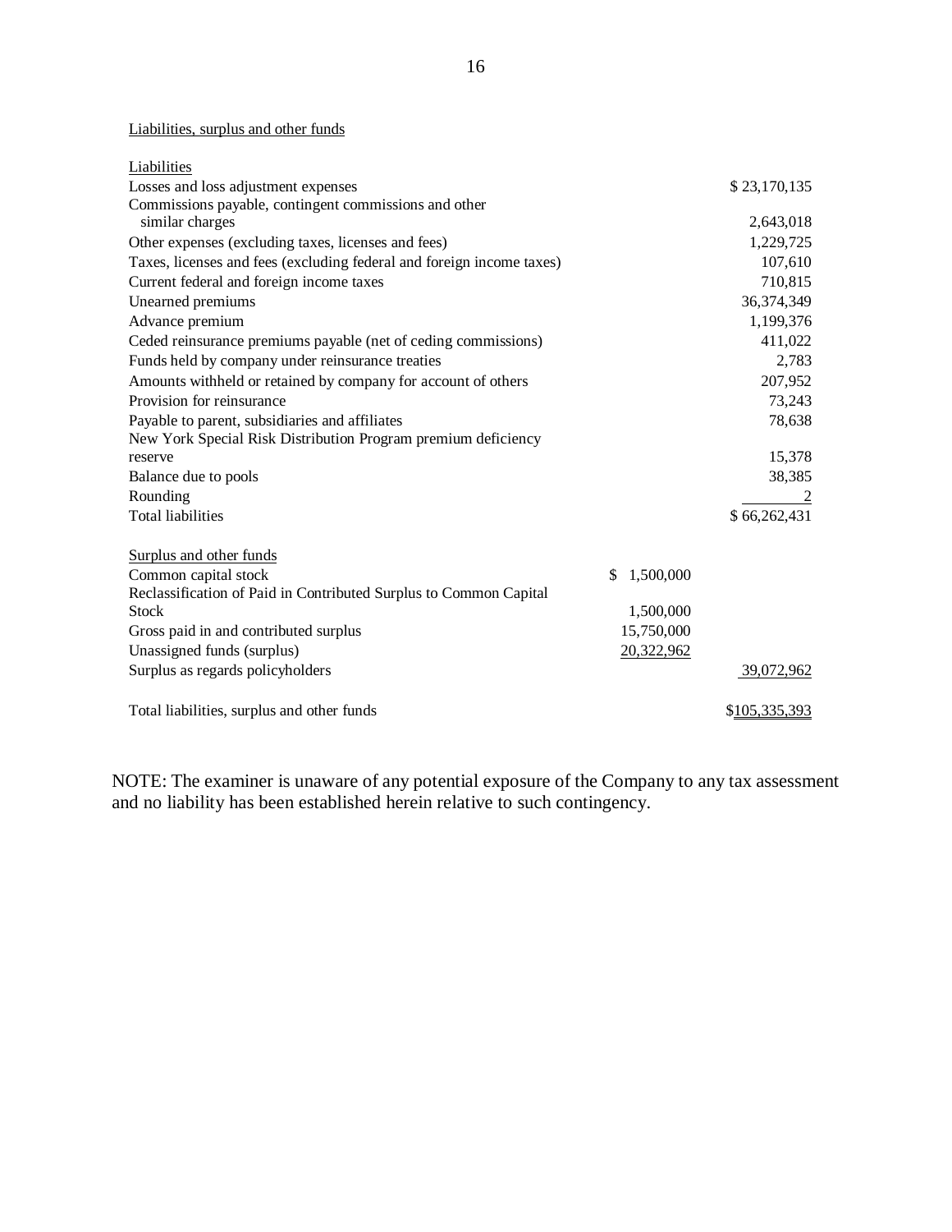Liabilities, surplus and other funds

| Liabilities | | |
|---|---|---|
| Losses and loss adjustment expenses | | $ 23,170,135 |
| Commissions payable, contingent commissions and other similar charges | | 2,643,018 |
| Other expenses (excluding taxes, licenses and fees) | | 1,229,725 |
| Taxes, licenses and fees (excluding federal and foreign income taxes) | | 107,610 |
| Current federal and foreign income taxes | | 710,815 |
| Unearned premiums | | 36,374,349 |
| Advance premium | | 1,199,376 |
| Ceded reinsurance premiums payable (net of ceding commissions) | | 411,022 |
| Funds held by company under reinsurance treaties | | 2,783 |
| Amounts withheld or retained by company for account of others | | 207,952 |
| Provision for reinsurance | | 73,243 |
| Payable to parent, subsidiaries and affiliates | | 78,638 |
| New York Special Risk Distribution Program premium deficiency reserve | | 15,378 |
| Balance due to pools | | 38,385 |
| Rounding | | 2 |
| Total liabilities | | $ 66,262,431 |
| | | |
| Surplus and other funds | | |
| Common capital stock | $ 1,500,000 | |
| Reclassification of Paid in Contributed Surplus to Common Capital Stock | 1,500,000 | |
| Gross paid in and contributed surplus | 15,750,000 | |
| Unassigned funds (surplus) | 20,322,962 | |
| Surplus as regards policyholders | | 39,072,962 |
| | | |
| Total liabilities, surplus and other funds | | $105,335,393 |

NOTE: The examiner is unaware of any potential exposure of the Company to any tax assessment and no liability has been established herein relative to such contingency.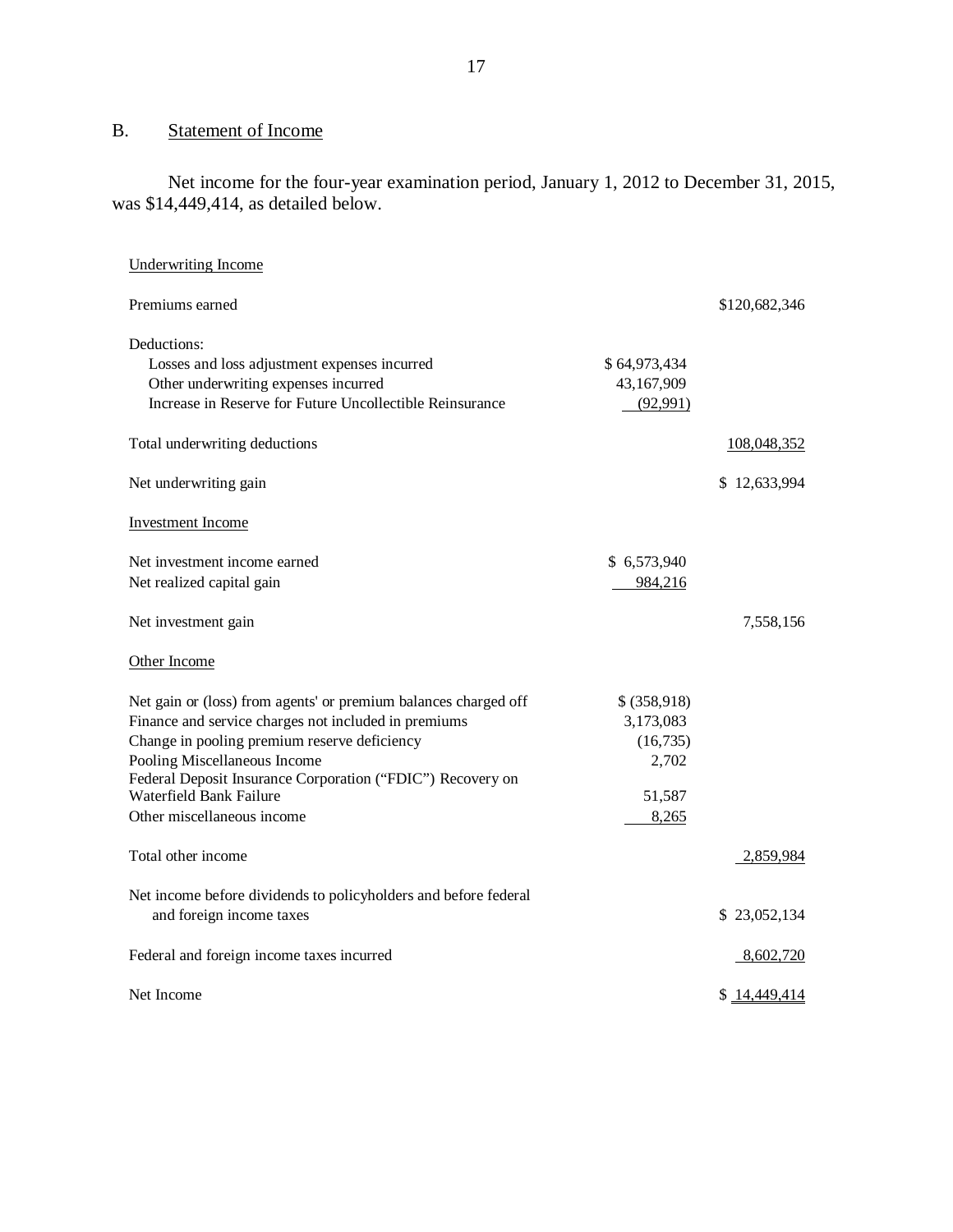## B. Statement of Income

Net income for the four-year examination period, January 1, 2012 to December 31, 2015, was $14,449,414, as detailed below.

| | | |
|---|---|---|
| Underwriting Income | | |
| Premiums earned | | $120,682,346 |
| Deductions: | | |
| Losses and loss adjustment expenses incurred | $ 64,973,434 | |
| Other underwriting expenses incurred | 43,167,909 | |
| Increase in Reserve for Future Uncollectible Reinsurance | (92,991) | |
| Total underwriting deductions | | 108,048,352 |
| Net underwriting gain | | $ 12,633,994 |
| Investment Income | | |
| Net investment income earned | $ 6,573,940 | |
| Net realized capital gain | 984,216 | |
| Net investment gain | | 7,558,156 |
| Other Income | | |
| Net gain or (loss) from agents' or premium balances charged off | $ (358,918) | |
| Finance and service charges not included in premiums | 3,173,083 | |
| Change in pooling premium reserve deficiency | (16,735) | |
| Pooling Miscellaneous Income | 2,702 | |
| Federal Deposit Insurance Corporation ("FDIC") Recovery on Waterfield Bank Failure | 51,587 | |
| Other miscellaneous income | 8,265 | |
| Total other income | | 2,859,984 |
| Net income before dividends to policyholders and before federal and foreign income taxes | | $ 23,052,134 |
| Federal and foreign income taxes incurred | | 8,602,720 |
| Net Income | | $ 14,449,414 |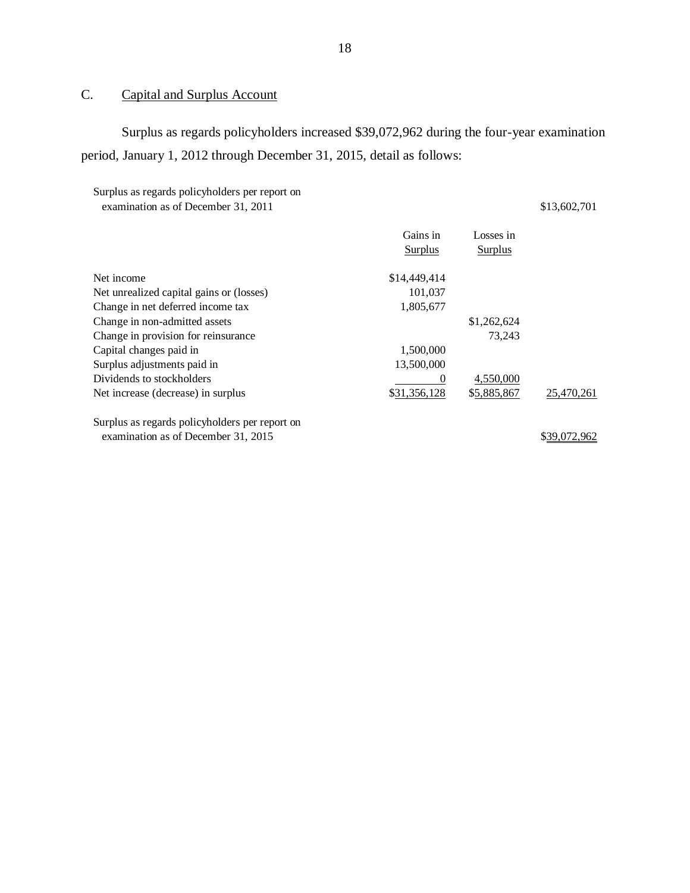## C. Capital and Surplus Account

Surplus as regards policyholders increased $39,072,962 during the four-year examination period, January 1, 2012 through December 31, 2015, detail as follows:

| | Gains in Surplus | Losses in Surplus | |
|---|---|---|---|
| Surplus as regards policyholders per report on examination as of December 31, 2011 | | | $13,602,701 |
| Net income | $14,449,414 | | |
| Net unrealized capital gains or (losses) | 101,037 | | |
| Change in net deferred income tax | 1,805,677 | | |
| Change in non-admitted assets | | $1,262,624 | |
| Change in provision for reinsurance | | 73,243 | |
| Capital changes paid in | 1,500,000 | | |
| Surplus adjustments paid in | 13,500,000 | | |
| Dividends to stockholders | 0 | 4,550,000 | |
| Net increase (decrease) in surplus | $31,356,128 | $5,885,867 | 25,470,261 |
| Surplus as regards policyholders per report on examination as of December 31, 2015 | | | $39,072,962 |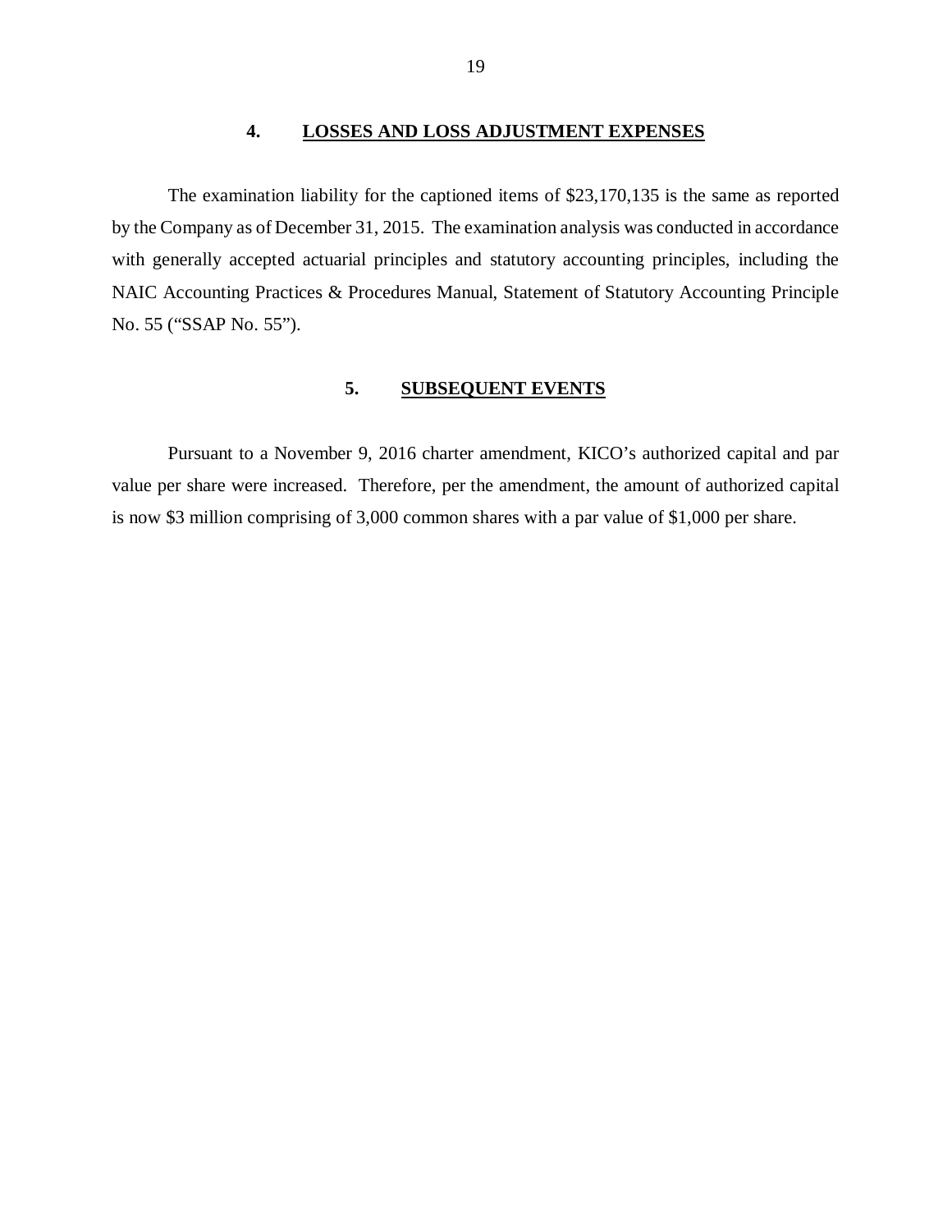## 4. LOSSES AND LOSS ADJUSTMENT EXPENSES

The examination liability for the captioned items of $23,170,135 is the same as reported by the Company as of December 31, 2015. The examination analysis was conducted in accordance with generally accepted actuarial principles and statutory accounting principles, including the NAIC Accounting Practices & Procedures Manual, Statement of Statutory Accounting Principle No. 55 ("SSAP No. 55").

## 5. SUBSEQUENT EVENTS

Pursuant to a November 9, 2016 charter amendment, KICO's authorized capital and par value per share were increased. Therefore, per the amendment, the amount of authorized capital is now $3 million comprising of 3,000 common shares with a par value of $1,000 per share.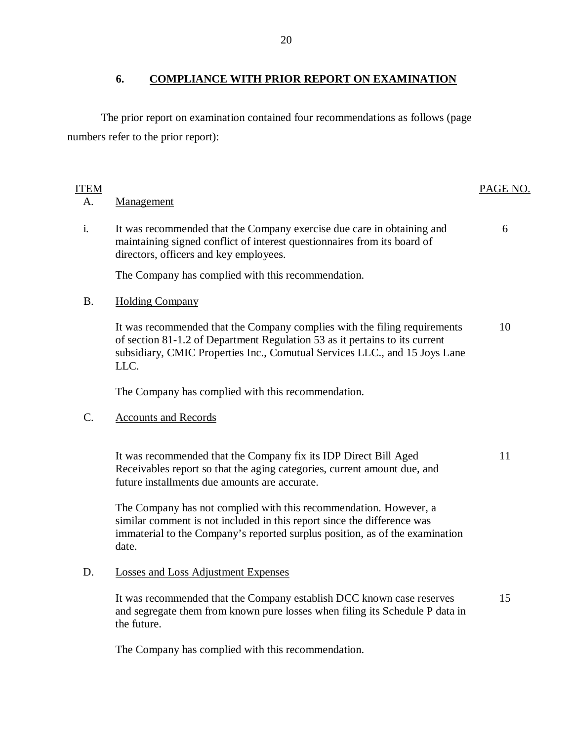## 6. COMPLIANCE WITH PRIOR REPORT ON EXAMINATION

The prior report on examination contained four recommendations as follows (page numbers refer to the prior report):

| ITEM | | PAGE NO. |
|---|---|---|
| A. | Management | |
| i. | It was recommended that the Company exercise due care in obtaining and maintaining signed conflict of interest questionnaires from its board of directors, officers and key employees.<br><br>The Company has complied with this recommendation. | 6 |
| B. | Holding Company | |
| | It was recommended that the Company complies with the filing requirements of section 81-1.2 of Department Regulation 53 as it pertains to its current subsidiary, CMIC Properties Inc., Comutual Services LLC., and 15 Joys Lane LLC.<br><br>The Company has complied with this recommendation. | 10 |
| C. | Accounts and Records | |
| | It was recommended that the Company fix its IDP Direct Bill Aged Receivables report so that the aging categories, current amount due, and future installments due amounts are accurate.<br><br>The Company has not complied with this recommendation. However, a similar comment is not included in this report since the difference was immaterial to the Company's reported surplus position, as of the examination date. | 11 |
| D. | Losses and Loss Adjustment Expenses | |
| | It was recommended that the Company establish DCC known case reserves and segregate them from known pure losses when filing its Schedule P data in the future.<br><br>The Company has complied with this recommendation. | 15 |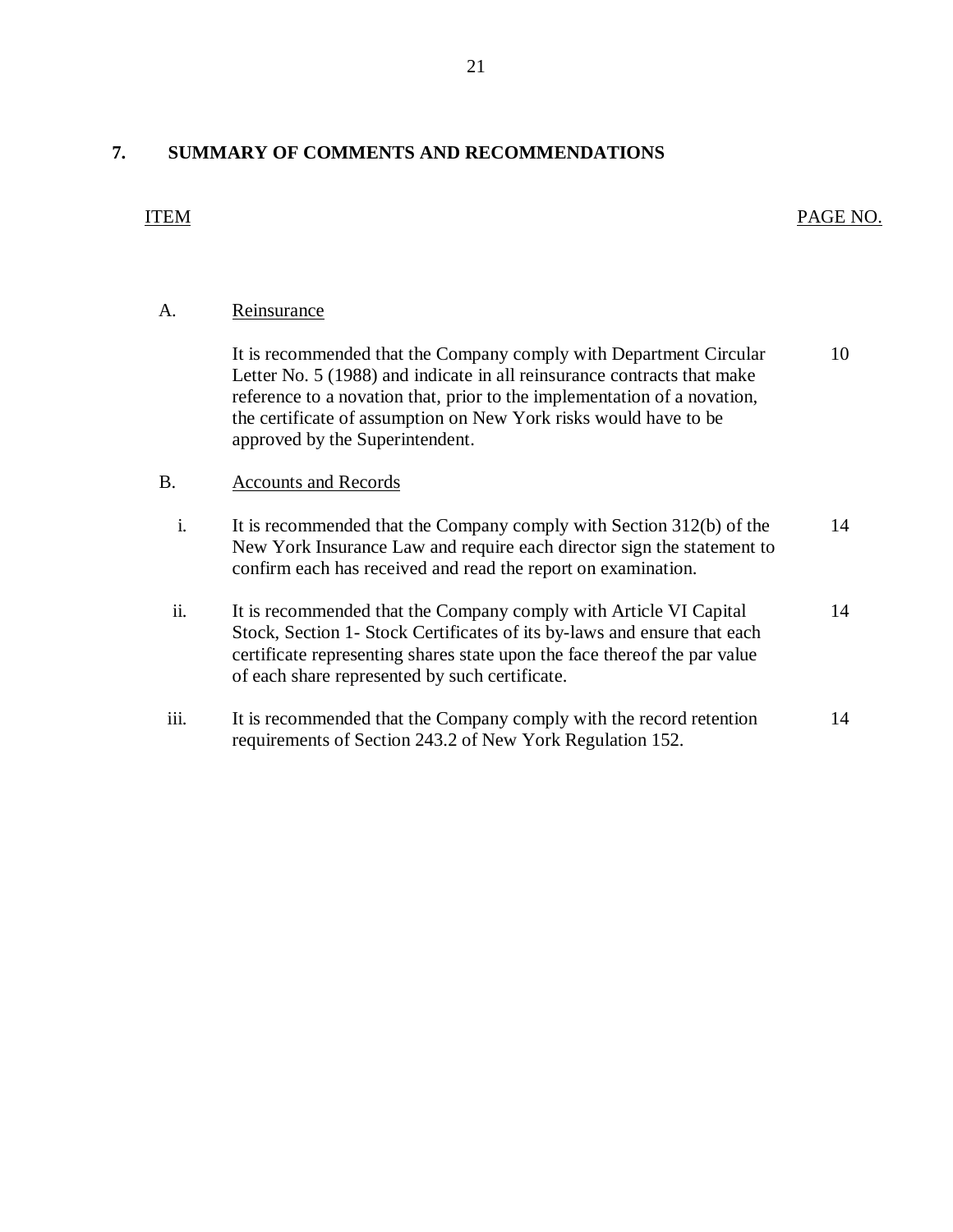## 7. SUMMARY OF COMMENTS AND RECOMMENDATIONS

| ITEM | | PAGE NO. |
|---|---|---|
| A. | Reinsurance | |
| | It is recommended that the Company comply with Department Circular Letter No. 5 (1988) and indicate in all reinsurance contracts that make reference to a novation that, prior to the implementation of a novation, the certificate of assumption on New York risks would have to be approved by the Superintendent. | 10 |
| B. | Accounts and Records | |
| i. | It is recommended that the Company comply with Section 312(b) of the New York Insurance Law and require each director sign the statement to confirm each has received and read the report on examination. | 14 |
| ii. | It is recommended that the Company comply with Article VI Capital Stock, Section 1- Stock Certificates of its by-laws and ensure that each certificate representing shares state upon the face thereof the par value of each share represented by such certificate. | 14 |
| iii. | It is recommended that the Company comply with the record retention requirements of Section 243.2 of New York Regulation 152. | 14 |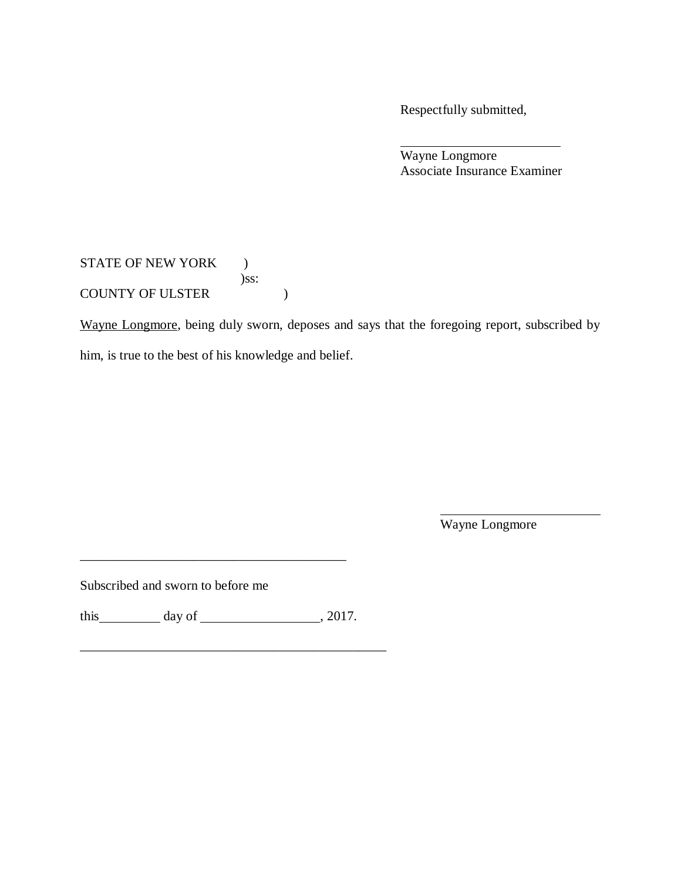Respectfully submitted,

\_\_\_\_\_\_\_\_\_\_\_\_\_\_\_\_\_\_\_\_\_\_\_\_
Wayne Longmore
Associate Insurance Examiner

STATE OF NEW YORK )
)ss:
COUNTY OF ULSTER )

Wayne Longmore, being duly sworn, deposes and says that the foregoing report, subscribed by him, is true to the best of his knowledge and belief.

\_\_\_\_\_\_\_\_\_\_\_\_\_\_\_\_\_\_\_\_\_\_\_\_
Wayne Longmore

\_\_\_\_\_\_\_\_\_\_\_\_\_\_\_\_\_\_\_\_\_\_\_\_\_\_\_\_\_\_\_\_\_\_\_\_\_\_\_\_

Subscribed and sworn to before me

this\_\_\_\_\_\_\_\_\_ day of \_\_\_\_\_\_\_\_\_\_\_\_\_\_\_\_\_, 2017.

\_\_\_\_\_\_\_\_\_\_\_\_\_\_\_\_\_\_\_\_\_\_\_\_\_\_\_\_\_\_\_\_\_\_\_\_\_\_\_\_\_\_\_\_\_\_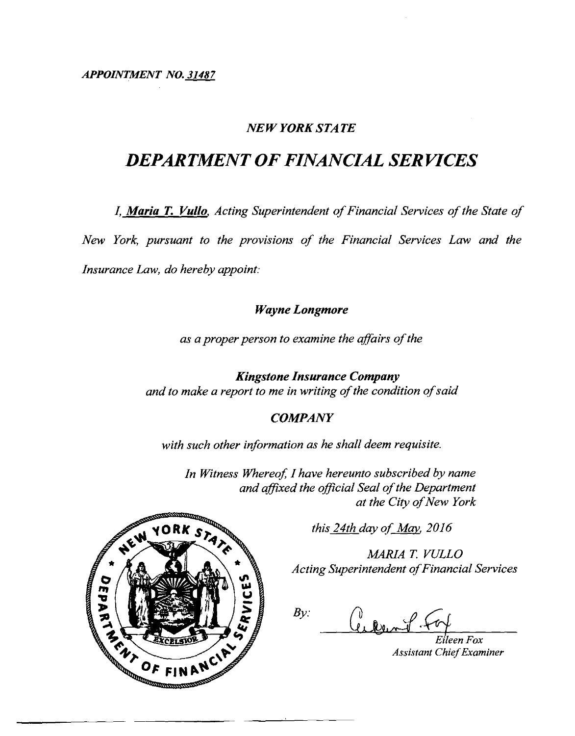*APPOINTMENT NO. 31487*

*NEW YORK STATE*

# *DEPARTMENT OF FINANCIAL SERVICES*

*I, **Maria T. Vullo**, Acting Superintendent of Financial Services of the State of New York, pursuant to the provisions of the Financial Services Law and the Insurance Law, do hereby appoint:*

***Wayne Longmore***

*as a proper person to examine the affairs of the*

***Kingstone Insurance Company***

*and to make a report to me in writing of the condition of said*

***COMPANY***

*with such other information as he shall deem requisite.*

*In Witness Whereof, I have hereunto subscribed by name and affixed the official Seal of the Department at the City of New York*

*this 24th day of May, 2016*

*MARIA T. VULLO*
*Acting Superintendent of Financial Services*

*By:*

*Eileen Fox*
*Assistant Chief Examiner*